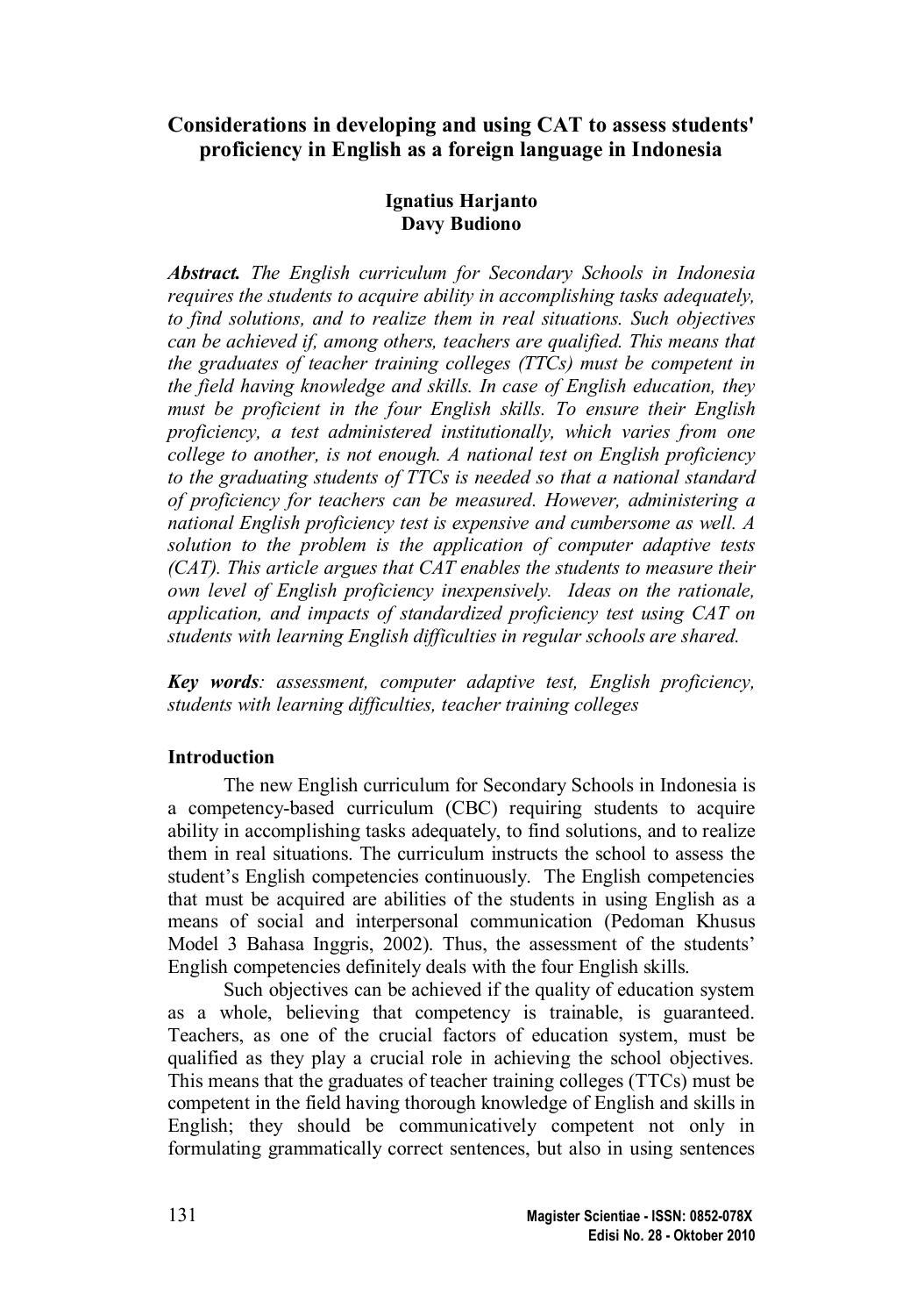# Considerations in developing and using CAT to assess students' proficiency in English as a foreign language in Indonesia

**Ignatius Harjanto**
**Davy Budiono**

***Abstract.*** *The English curriculum for Secondary Schools in Indonesia requires the students to acquire ability in accomplishing tasks adequately, to find solutions, and to realize them in real situations. Such objectives can be achieved if, among others, teachers are qualified. This means that the graduates of teacher training colleges (TTCs) must be competent in the field having knowledge and skills. In case of English education, they must be proficient in the four English skills. To ensure their English proficiency, a test administered institutionally, which varies from one college to another, is not enough. A national test on English proficiency to the graduating students of TTCs is needed so that a national standard of proficiency for teachers can be measured. However, administering a national English proficiency test is expensive and cumbersome as well. A solution to the problem is the application of computer adaptive tests (CAT). This article argues that CAT enables the students to measure their own level of English proficiency inexpensively. Ideas on the rationale, application, and impacts of standardized proficiency test using CAT on students with learning English difficulties in regular schools are shared.*

***Key words****: assessment, computer adaptive test, English proficiency, students with learning difficulties, teacher training colleges*

## Introduction

The new English curriculum for Secondary Schools in Indonesia is a competency-based curriculum (CBC) requiring students to acquire ability in accomplishing tasks adequately, to find solutions, and to realize them in real situations. The curriculum instructs the school to assess the student's English competencies continuously. The English competencies that must be acquired are abilities of the students in using English as a means of social and interpersonal communication (Pedoman Khusus Model 3 Bahasa Inggris, 2002). Thus, the assessment of the students' English competencies definitely deals with the four English skills.

Such objectives can be achieved if the quality of education system as a whole, believing that competency is trainable, is guaranteed. Teachers, as one of the crucial factors of education system, must be qualified as they play a crucial role in achieving the school objectives. This means that the graduates of teacher training colleges (TTCs) must be competent in the field having thorough knowledge of English and skills in English; they should be communicatively competent not only in formulating grammatically correct sentences, but also in using sentences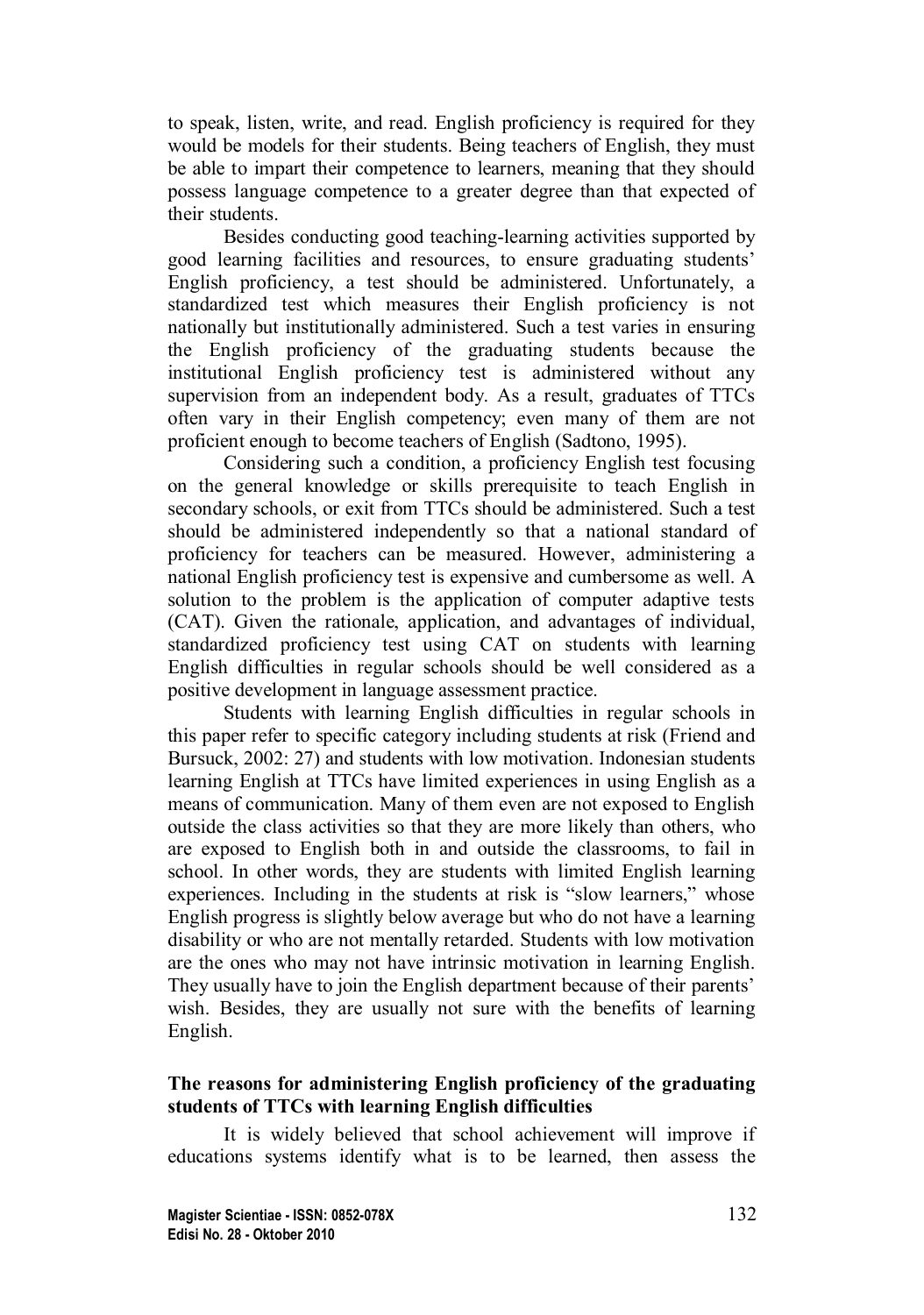to speak, listen, write, and read. English proficiency is required for they would be models for their students. Being teachers of English, they must be able to impart their competence to learners, meaning that they should possess language competence to a greater degree than that expected of their students.

Besides conducting good teaching-learning activities supported by good learning facilities and resources, to ensure graduating students' English proficiency, a test should be administered. Unfortunately, a standardized test which measures their English proficiency is not nationally but institutionally administered. Such a test varies in ensuring the English proficiency of the graduating students because the institutional English proficiency test is administered without any supervision from an independent body. As a result, graduates of TTCs often vary in their English competency; even many of them are not proficient enough to become teachers of English (Sadtono, 1995).

Considering such a condition, a proficiency English test focusing on the general knowledge or skills prerequisite to teach English in secondary schools, or exit from TTCs should be administered. Such a test should be administered independently so that a national standard of proficiency for teachers can be measured. However, administering a national English proficiency test is expensive and cumbersome as well. A solution to the problem is the application of computer adaptive tests (CAT). Given the rationale, application, and advantages of individual, standardized proficiency test using CAT on students with learning English difficulties in regular schools should be well considered as a positive development in language assessment practice.

Students with learning English difficulties in regular schools in this paper refer to specific category including students at risk (Friend and Bursuck, 2002: 27) and students with low motivation. Indonesian students learning English at TTCs have limited experiences in using English as a means of communication. Many of them even are not exposed to English outside the class activities so that they are more likely than others, who are exposed to English both in and outside the classrooms, to fail in school. In other words, they are students with limited English learning experiences. Including in the students at risk is "slow learners," whose English progress is slightly below average but who do not have a learning disability or who are not mentally retarded. Students with low motivation are the ones who may not have intrinsic motivation in learning English. They usually have to join the English department because of their parents' wish. Besides, they are usually not sure with the benefits of learning English.

### The reasons for administering English proficiency of the graduating students of TTCs with learning English difficulties

It is widely believed that school achievement will improve if educations systems identify what is to be learned, then assess the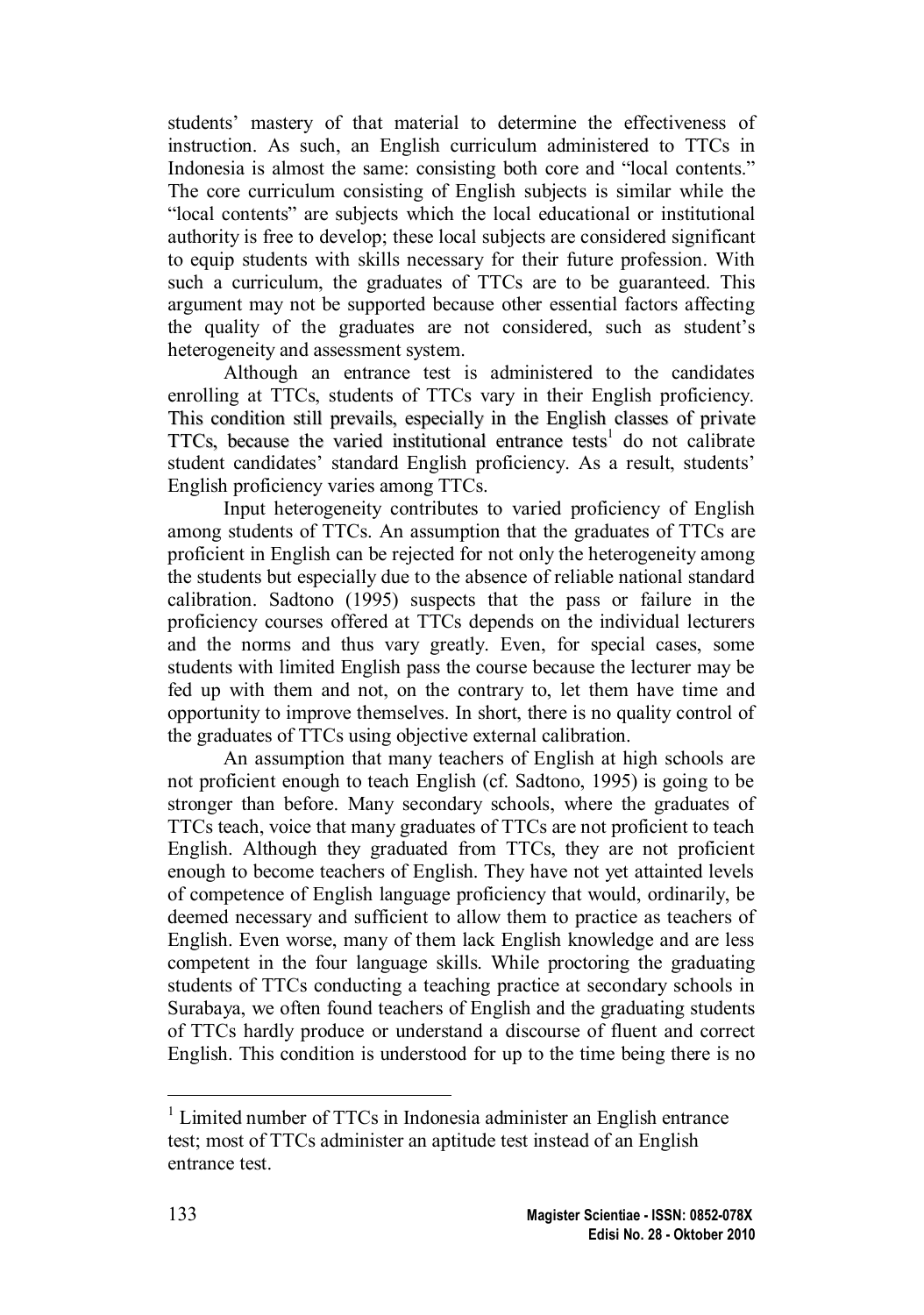students' mastery of that material to determine the effectiveness of instruction. As such, an English curriculum administered to TTCs in Indonesia is almost the same: consisting both core and "local contents." The core curriculum consisting of English subjects is similar while the "local contents" are subjects which the local educational or institutional authority is free to develop; these local subjects are considered significant to equip students with skills necessary for their future profession. With such a curriculum, the graduates of TTCs are to be guaranteed. This argument may not be supported because other essential factors affecting the quality of the graduates are not considered, such as student's heterogeneity and assessment system.

Although an entrance test is administered to the candidates enrolling at TTCs, students of TTCs vary in their English proficiency. This condition still prevails, especially in the English classes of private TTCs, because the varied institutional entrance tests[1] do not calibrate student candidates' standard English proficiency. As a result, students' English proficiency varies among TTCs.

Input heterogeneity contributes to varied proficiency of English among students of TTCs. An assumption that the graduates of TTCs are proficient in English can be rejected for not only the heterogeneity among the students but especially due to the absence of reliable national standard calibration. Sadtono (1995) suspects that the pass or failure in the proficiency courses offered at TTCs depends on the individual lecturers and the norms and thus vary greatly. Even, for special cases, some students with limited English pass the course because the lecturer may be fed up with them and not, on the contrary to, let them have time and opportunity to improve themselves. In short, there is no quality control of the graduates of TTCs using objective external calibration.

An assumption that many teachers of English at high schools are not proficient enough to teach English (cf. Sadtono, 1995) is going to be stronger than before. Many secondary schools, where the graduates of TTCs teach, voice that many graduates of TTCs are not proficient to teach English. Although they graduated from TTCs, they are not proficient enough to become teachers of English. They have not yet attainted levels of competence of English language proficiency that would, ordinarily, be deemed necessary and sufficient to allow them to practice as teachers of English. Even worse, many of them lack English knowledge and are less competent in the four language skills. While proctoring the graduating students of TTCs conducting a teaching practice at secondary schools in Surabaya, we often found teachers of English and the graduating students of TTCs hardly produce or understand a discourse of fluent and correct English. This condition is understood for up to the time being there is no

---

[1] Limited number of TTCs in Indonesia administer an English entrance test; most of TTCs administer an aptitude test instead of an English entrance test.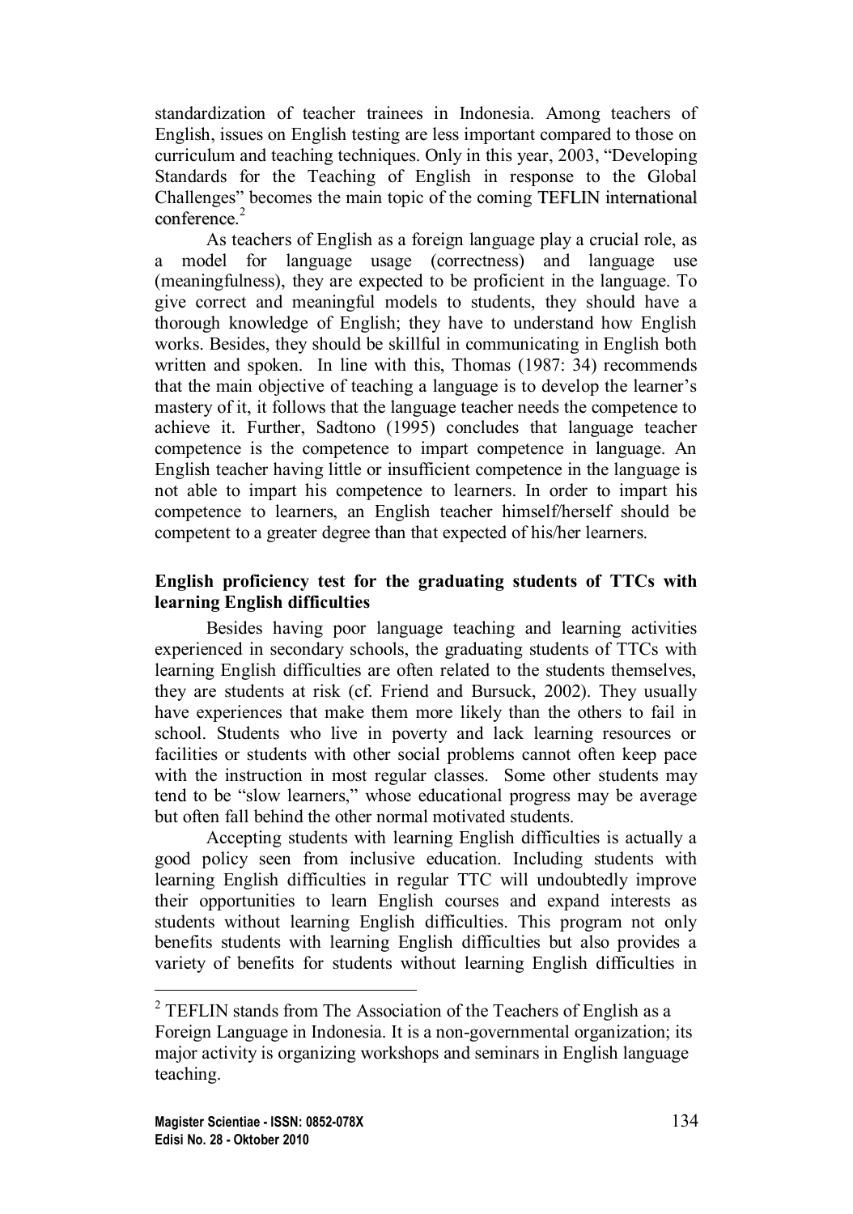standardization of teacher trainees in Indonesia. Among teachers of English, issues on English testing are less important compared to those on curriculum and teaching techniques. Only in this year, 2003, "Developing Standards for the Teaching of English in response to the Global Challenges" becomes the main topic of the coming TEFLIN international conference.[2]

As teachers of English as a foreign language play a crucial role, as a model for language usage (correctness) and language use (meaningfulness), they are expected to be proficient in the language. To give correct and meaningful models to students, they should have a thorough knowledge of English; they have to understand how English works. Besides, they should be skillful in communicating in English both written and spoken. In line with this, Thomas (1987: 34) recommends that the main objective of teaching a language is to develop the learner's mastery of it, it follows that the language teacher needs the competence to achieve it. Further, Sadtono (1995) concludes that language teacher competence is the competence to impart competence in language. An English teacher having little or insufficient competence in the language is not able to impart his competence to learners. In order to impart his competence to learners, an English teacher himself/herself should be competent to a greater degree than that expected of his/her learners.

**English proficiency test for the graduating students of TTCs with learning English difficulties**

Besides having poor language teaching and learning activities experienced in secondary schools, the graduating students of TTCs with learning English difficulties are often related to the students themselves, they are students at risk (cf. Friend and Bursuck, 2002). They usually have experiences that make them more likely than the others to fail in school. Students who live in poverty and lack learning resources or facilities or students with other social problems cannot often keep pace with the instruction in most regular classes. Some other students may tend to be "slow learners," whose educational progress may be average but often fall behind the other normal motivated students.

Accepting students with learning English difficulties is actually a good policy seen from inclusive education. Including students with learning English difficulties in regular TTC will undoubtedly improve their opportunities to learn English courses and expand interests as students without learning English difficulties. This program not only benefits students with learning English difficulties but also provides a variety of benefits for students without learning English difficulties in

---

[2] TEFLIN stands from The Association of the Teachers of English as a Foreign Language in Indonesia. It is a non-governmental organization; its major activity is organizing workshops and seminars in English language teaching.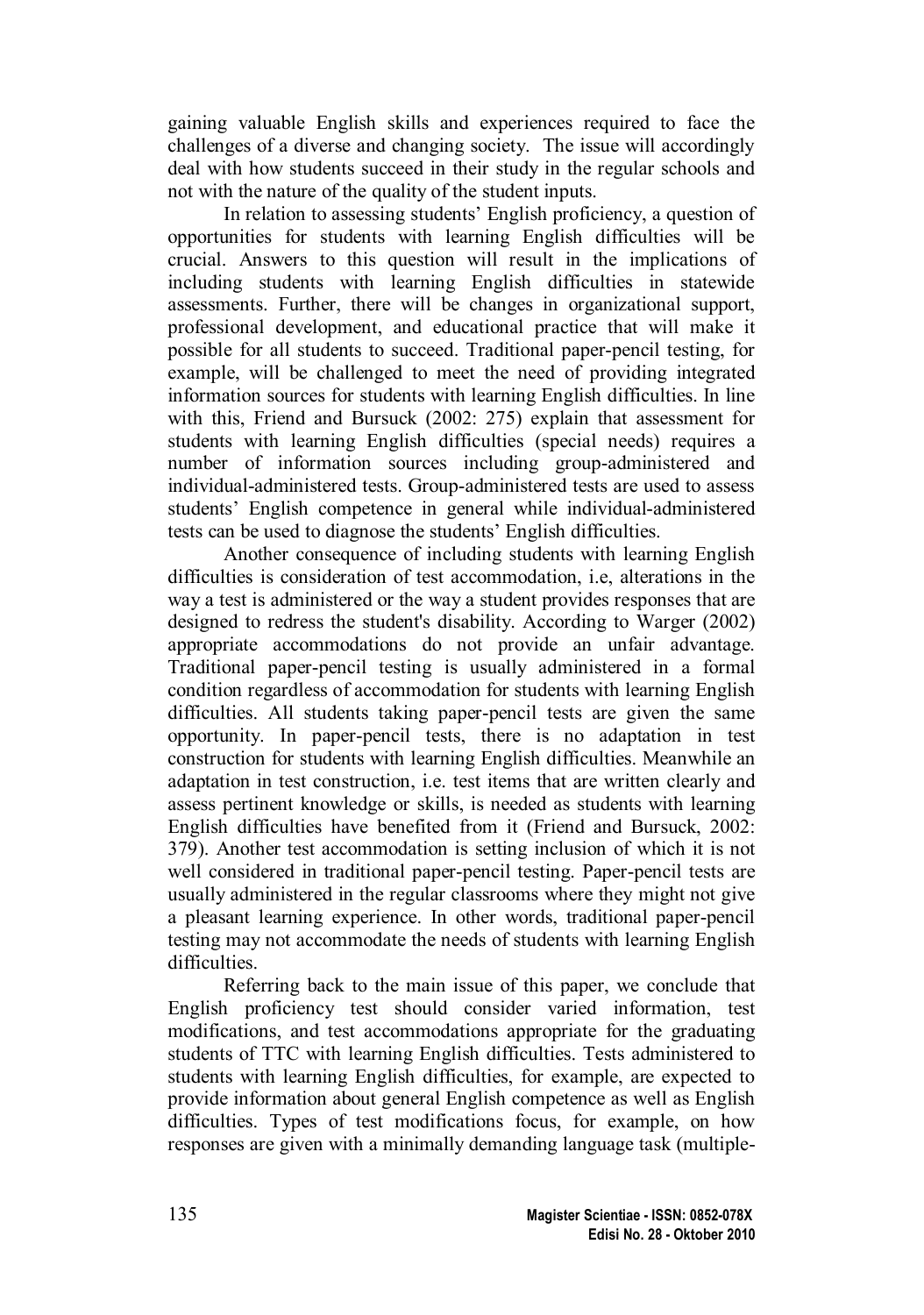gaining valuable English skills and experiences required to face the challenges of a diverse and changing society. The issue will accordingly deal with how students succeed in their study in the regular schools and not with the nature of the quality of the student inputs.

In relation to assessing students' English proficiency, a question of opportunities for students with learning English difficulties will be crucial. Answers to this question will result in the implications of including students with learning English difficulties in statewide assessments. Further, there will be changes in organizational support, professional development, and educational practice that will make it possible for all students to succeed. Traditional paper-pencil testing, for example, will be challenged to meet the need of providing integrated information sources for students with learning English difficulties. In line with this, Friend and Bursuck (2002: 275) explain that assessment for students with learning English difficulties (special needs) requires a number of information sources including group-administered and individual-administered tests. Group-administered tests are used to assess students' English competence in general while individual-administered tests can be used to diagnose the students' English difficulties.

Another consequence of including students with learning English difficulties is consideration of test accommodation, i.e, alterations in the way a test is administered or the way a student provides responses that are designed to redress the student's disability. According to Warger (2002) appropriate accommodations do not provide an unfair advantage. Traditional paper-pencil testing is usually administered in a formal condition regardless of accommodation for students with learning English difficulties. All students taking paper-pencil tests are given the same opportunity. In paper-pencil tests, there is no adaptation in test construction for students with learning English difficulties. Meanwhile an adaptation in test construction, i.e. test items that are written clearly and assess pertinent knowledge or skills, is needed as students with learning English difficulties have benefited from it (Friend and Bursuck, 2002: 379). Another test accommodation is setting inclusion of which it is not well considered in traditional paper-pencil testing. Paper-pencil tests are usually administered in the regular classrooms where they might not give a pleasant learning experience. In other words, traditional paper-pencil testing may not accommodate the needs of students with learning English difficulties.

Referring back to the main issue of this paper, we conclude that English proficiency test should consider varied information, test modifications, and test accommodations appropriate for the graduating students of TTC with learning English difficulties. Tests administered to students with learning English difficulties, for example, are expected to provide information about general English competence as well as English difficulties. Types of test modifications focus, for example, on how responses are given with a minimally demanding language task (multiple-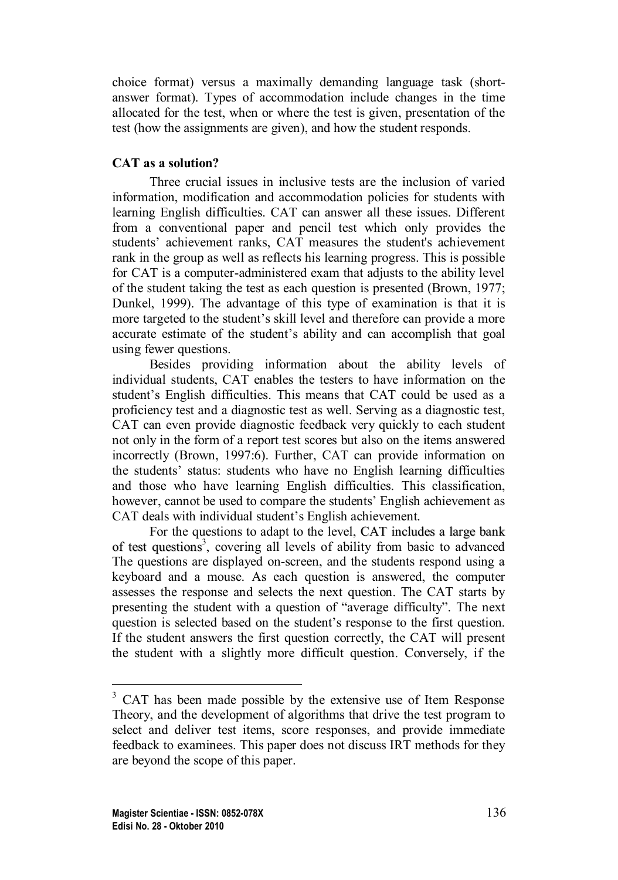choice format) versus a maximally demanding language task (short-answer format). Types of accommodation include changes in the time allocated for the test, when or where the test is given, presentation of the test (how the assignments are given), and how the student responds.

**CAT as a solution?**

Three crucial issues in inclusive tests are the inclusion of varied information, modification and accommodation policies for students with learning English difficulties. CAT can answer all these issues. Different from a conventional paper and pencil test which only provides the students' achievement ranks, CAT measures the student's achievement rank in the group as well as reflects his learning progress. This is possible for CAT is a computer-administered exam that adjusts to the ability level of the student taking the test as each question is presented (Brown, 1977; Dunkel, 1999). The advantage of this type of examination is that it is more targeted to the student's skill level and therefore can provide a more accurate estimate of the student's ability and can accomplish that goal using fewer questions.

Besides providing information about the ability levels of individual students, CAT enables the testers to have information on the student's English difficulties. This means that CAT could be used as a proficiency test and a diagnostic test as well. Serving as a diagnostic test, CAT can even provide diagnostic feedback very quickly to each student not only in the form of a report test scores but also on the items answered incorrectly (Brown, 1997:6). Further, CAT can provide information on the students' status: students who have no English learning difficulties and those who have learning English difficulties. This classification, however, cannot be used to compare the students' English achievement as CAT deals with individual student's English achievement.

For the questions to adapt to the level, CAT includes a large bank of test questions[3], covering all levels of ability from basic to advanced The questions are displayed on-screen, and the students respond using a keyboard and a mouse. As each question is answered, the computer assesses the response and selects the next question. The CAT starts by presenting the student with a question of "average difficulty". The next question is selected based on the student's response to the first question. If the student answers the first question correctly, the CAT will present the student with a slightly more difficult question. Conversely, if the

---

[3] CAT has been made possible by the extensive use of Item Response Theory, and the development of algorithms that drive the test program to select and deliver test items, score responses, and provide immediate feedback to examinees. This paper does not discuss IRT methods for they are beyond the scope of this paper.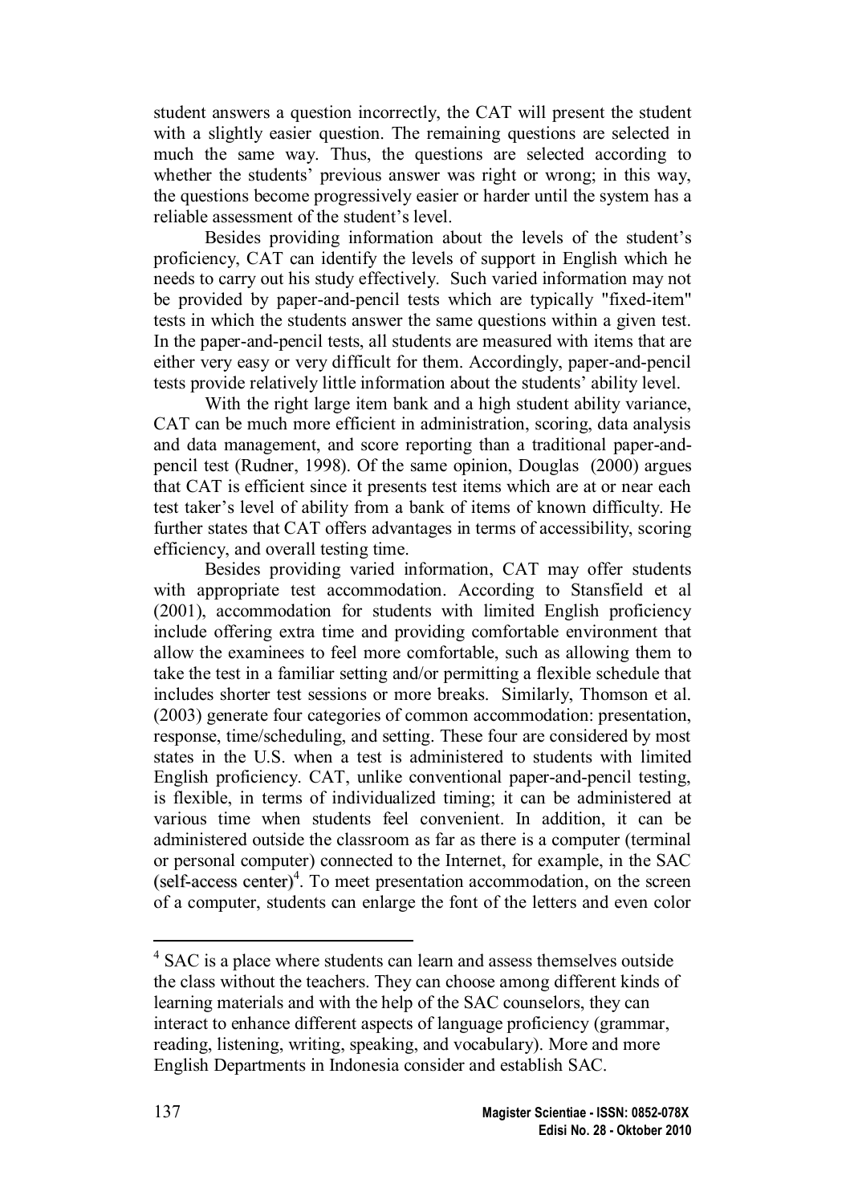student answers a question incorrectly, the CAT will present the student with a slightly easier question. The remaining questions are selected in much the same way. Thus, the questions are selected according to whether the students' previous answer was right or wrong; in this way, the questions become progressively easier or harder until the system has a reliable assessment of the student's level.

Besides providing information about the levels of the student's proficiency, CAT can identify the levels of support in English which he needs to carry out his study effectively. Such varied information may not be provided by paper-and-pencil tests which are typically "fixed-item" tests in which the students answer the same questions within a given test. In the paper-and-pencil tests, all students are measured with items that are either very easy or very difficult for them. Accordingly, paper-and-pencil tests provide relatively little information about the students' ability level.

With the right large item bank and a high student ability variance, CAT can be much more efficient in administration, scoring, data analysis and data management, and score reporting than a traditional paper-and-pencil test (Rudner, 1998). Of the same opinion, Douglas (2000) argues that CAT is efficient since it presents test items which are at or near each test taker's level of ability from a bank of items of known difficulty. He further states that CAT offers advantages in terms of accessibility, scoring efficiency, and overall testing time.

Besides providing varied information, CAT may offer students with appropriate test accommodation. According to Stansfield et al (2001), accommodation for students with limited English proficiency include offering extra time and providing comfortable environment that allow the examinees to feel more comfortable, such as allowing them to take the test in a familiar setting and/or permitting a flexible schedule that includes shorter test sessions or more breaks. Similarly, Thomson et al. (2003) generate four categories of common accommodation: presentation, response, time/scheduling, and setting. These four are considered by most states in the U.S. when a test is administered to students with limited English proficiency. CAT, unlike conventional paper-and-pencil testing, is flexible, in terms of individualized timing; it can be administered at various time when students feel convenient. In addition, it can be administered outside the classroom as far as there is a computer (terminal or personal computer) connected to the Internet, for example, in the SAC (self-access center)[4]. To meet presentation accommodation, on the screen of a computer, students can enlarge the font of the letters and even color

---

[4] SAC is a place where students can learn and assess themselves outside the class without the teachers. They can choose among different kinds of learning materials and with the help of the SAC counselors, they can interact to enhance different aspects of language proficiency (grammar, reading, listening, writing, speaking, and vocabulary). More and more English Departments in Indonesia consider and establish SAC.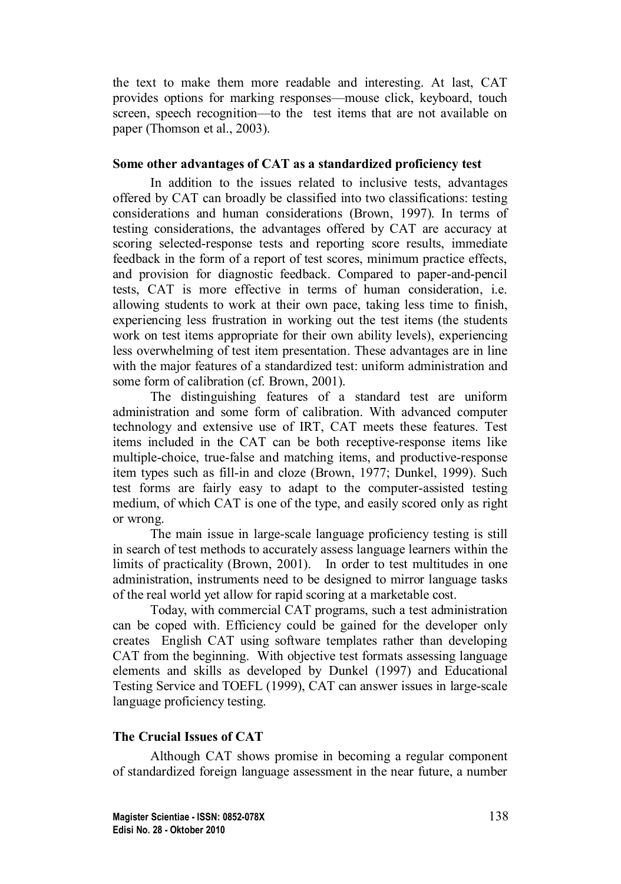the text to make them more readable and interesting. At last, CAT provides options for marking responses—mouse click, keyboard, touch screen, speech recognition—to the test items that are not available on paper (Thomson et al., 2003).

### Some other advantages of CAT as a standardized proficiency test

In addition to the issues related to inclusive tests, advantages offered by CAT can broadly be classified into two classifications: testing considerations and human considerations (Brown, 1997). In terms of testing considerations, the advantages offered by CAT are accuracy at scoring selected-response tests and reporting score results, immediate feedback in the form of a report of test scores, minimum practice effects, and provision for diagnostic feedback. Compared to paper-and-pencil tests, CAT is more effective in terms of human consideration, i.e. allowing students to work at their own pace, taking less time to finish, experiencing less frustration in working out the test items (the students work on test items appropriate for their own ability levels), experiencing less overwhelming of test item presentation. These advantages are in line with the major features of a standardized test: uniform administration and some form of calibration (cf. Brown, 2001).

The distinguishing features of a standard test are uniform administration and some form of calibration. With advanced computer technology and extensive use of IRT, CAT meets these features. Test items included in the CAT can be both receptive-response items like multiple-choice, true-false and matching items, and productive-response item types such as fill-in and cloze (Brown, 1977; Dunkel, 1999). Such test forms are fairly easy to adapt to the computer-assisted testing medium, of which CAT is one of the type, and easily scored only as right or wrong.

The main issue in large-scale language proficiency testing is still in search of test methods to accurately assess language learners within the limits of practicality (Brown, 2001). In order to test multitudes in one administration, instruments need to be designed to mirror language tasks of the real world yet allow for rapid scoring at a marketable cost.

Today, with commercial CAT programs, such a test administration can be coped with. Efficiency could be gained for the developer only creates English CAT using software templates rather than developing CAT from the beginning. With objective test formats assessing language elements and skills as developed by Dunkel (1997) and Educational Testing Service and TOEFL (1999), CAT can answer issues in large-scale language proficiency testing.

### The Crucial Issues of CAT

Although CAT shows promise in becoming a regular component of standardized foreign language assessment in the near future, a number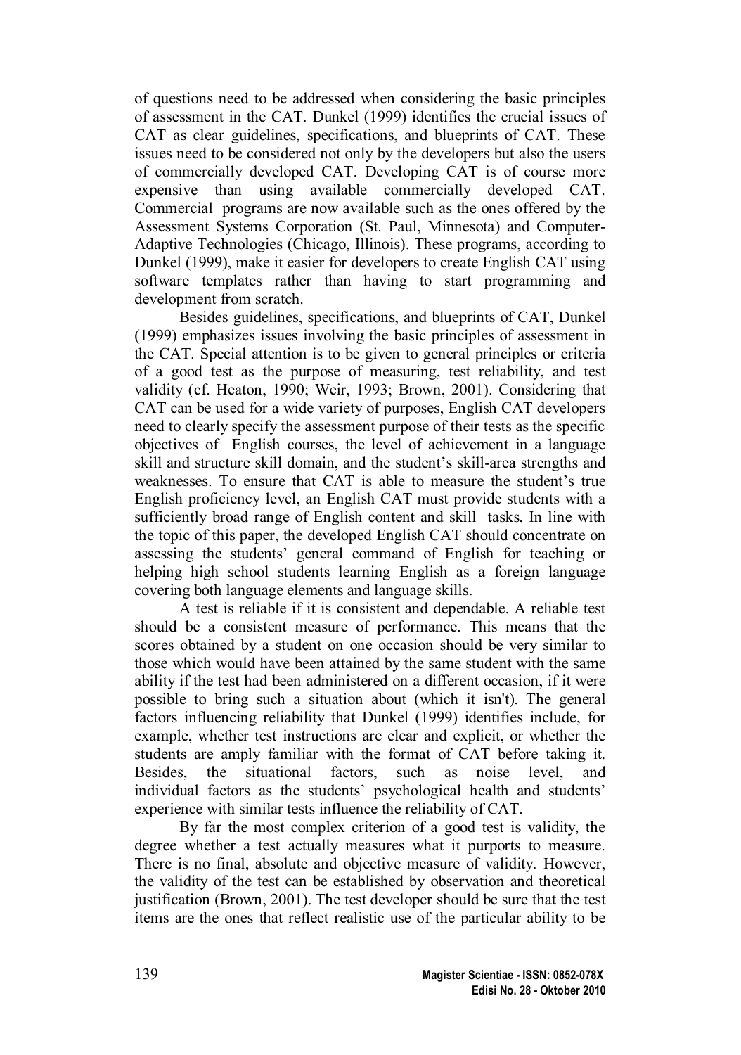of questions need to be addressed when considering the basic principles of assessment in the CAT. Dunkel (1999) identifies the crucial issues of CAT as clear guidelines, specifications, and blueprints of CAT. These issues need to be considered not only by the developers but also the users of commercially developed CAT. Developing CAT is of course more expensive than using available commercially developed CAT. Commercial programs are now available such as the ones offered by the Assessment Systems Corporation (St. Paul, Minnesota) and Computer-Adaptive Technologies (Chicago, Illinois). These programs, according to Dunkel (1999), make it easier for developers to create English CAT using software templates rather than having to start programming and development from scratch.

Besides guidelines, specifications, and blueprints of CAT, Dunkel (1999) emphasizes issues involving the basic principles of assessment in the CAT. Special attention is to be given to general principles or criteria of a good test as the purpose of measuring, test reliability, and test validity (cf. Heaton, 1990; Weir, 1993; Brown, 2001). Considering that CAT can be used for a wide variety of purposes, English CAT developers need to clearly specify the assessment purpose of their tests as the specific objectives of English courses, the level of achievement in a language skill and structure skill domain, and the student's skill-area strengths and weaknesses. To ensure that CAT is able to measure the student's true English proficiency level, an English CAT must provide students with a sufficiently broad range of English content and skill tasks. In line with the topic of this paper, the developed English CAT should concentrate on assessing the students' general command of English for teaching or helping high school students learning English as a foreign language covering both language elements and language skills.

A test is reliable if it is consistent and dependable. A reliable test should be a consistent measure of performance. This means that the scores obtained by a student on one occasion should be very similar to those which would have been attained by the same student with the same ability if the test had been administered on a different occasion, if it were possible to bring such a situation about (which it isn't). The general factors influencing reliability that Dunkel (1999) identifies include, for example, whether test instructions are clear and explicit, or whether the students are amply familiar with the format of CAT before taking it. Besides, the situational factors, such as noise level, and individual factors as the students' psychological health and students' experience with similar tests influence the reliability of CAT.

By far the most complex criterion of a good test is validity, the degree whether a test actually measures what it purports to measure. There is no final, absolute and objective measure of validity. However, the validity of the test can be established by observation and theoretical justification (Brown, 2001). The test developer should be sure that the test items are the ones that reflect realistic use of the particular ability to be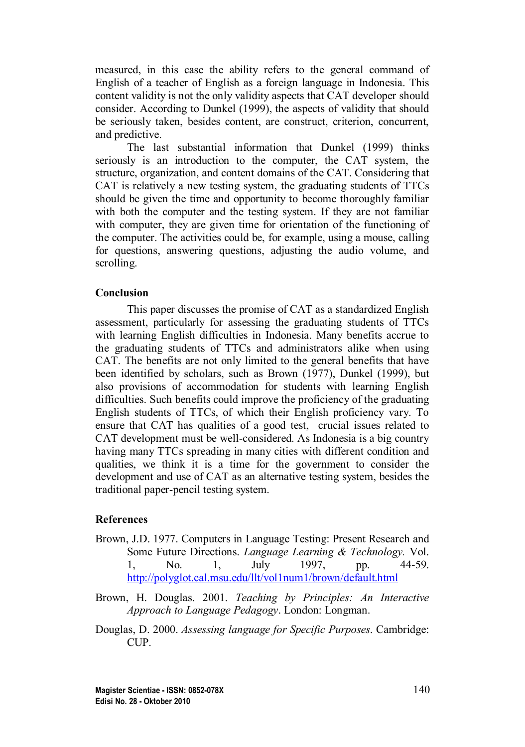measured, in this case the ability refers to the general command of English of a teacher of English as a foreign language in Indonesia. This content validity is not the only validity aspects that CAT developer should consider. According to Dunkel (1999), the aspects of validity that should be seriously taken, besides content, are construct, criterion, concurrent, and predictive.

The last substantial information that Dunkel (1999) thinks seriously is an introduction to the computer, the CAT system, the structure, organization, and content domains of the CAT. Considering that CAT is relatively a new testing system, the graduating students of TTCs should be given the time and opportunity to become thoroughly familiar with both the computer and the testing system. If they are not familiar with computer, they are given time for orientation of the functioning of the computer. The activities could be, for example, using a mouse, calling for questions, answering questions, adjusting the audio volume, and scrolling.

## Conclusion

This paper discusses the promise of CAT as a standardized English assessment, particularly for assessing the graduating students of TTCs with learning English difficulties in Indonesia. Many benefits accrue to the graduating students of TTCs and administrators alike when using CAT. The benefits are not only limited to the general benefits that have been identified by scholars, such as Brown (1977), Dunkel (1999), but also provisions of accommodation for students with learning English difficulties. Such benefits could improve the proficiency of the graduating English students of TTCs, of which their English proficiency vary. To ensure that CAT has qualities of a good test, crucial issues related to CAT development must be well-considered. As Indonesia is a big country having many TTCs spreading in many cities with different condition and qualities, we think it is a time for the government to consider the development and use of CAT as an alternative testing system, besides the traditional paper-pencil testing system.

## References

Brown, J.D. 1977. Computers in Language Testing: Present Research and Some Future Directions. *Language Learning & Technology.* Vol. 1, No. 1, July 1997, pp. 44-59. http://polyglot.cal.msu.edu/llt/vol1num1/brown/default.html

Brown, H. Douglas. 2001. *Teaching by Principles: An Interactive Approach to Language Pedagogy*. London: Longman.

Douglas, D. 2000. *Assessing language for Specific Purposes*. Cambridge: CUP.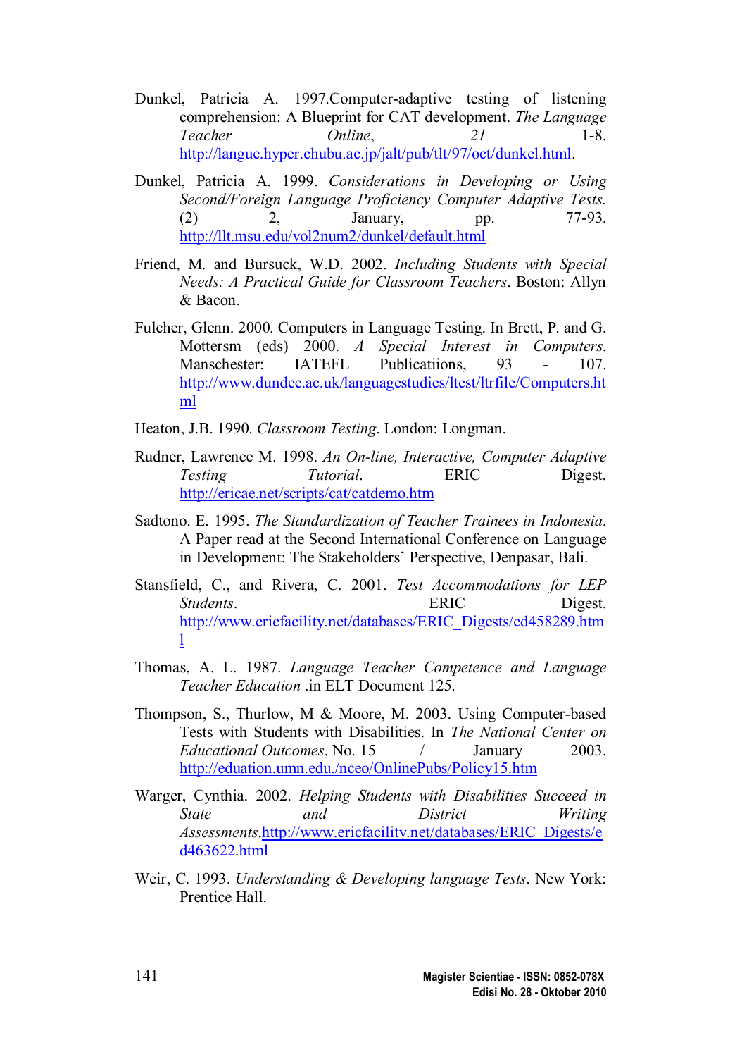Dunkel, Patricia A. 1997.Computer-adaptive testing of listening comprehension: A Blueprint for CAT development. *The Language Teacher Online*, *21* 1-8. http://langue.hyper.chubu.ac.jp/jalt/pub/tlt/97/oct/dunkel.html.

Dunkel, Patricia A. 1999. *Considerations in Developing or Using Second/Foreign Language Proficiency Computer Adaptive Tests.* (2) 2, January, pp. 77-93. http://llt.msu.edu/vol2num2/dunkel/default.html

Friend, M. and Bursuck, W.D. 2002. *Including Students with Special Needs: A Practical Guide for Classroom Teachers*. Boston: Allyn & Bacon.

Fulcher, Glenn. 2000. Computers in Language Testing. In Brett, P. and G. Mottersm (eds) 2000. *A Special Interest in Computers*. Manschester: IATEFL Publicatiions, 93 - 107. http://www.dundee.ac.uk/languagestudies/ltest/ltrfile/Computers.html

Heaton, J.B. 1990. *Classroom Testing*. London: Longman.

Rudner, Lawrence M. 1998. *An On-line, Interactive, Computer Adaptive Testing Tutorial*. ERIC Digest. http://ericae.net/scripts/cat/catdemo.htm

Sadtono. E. 1995. *The Standardization of Teacher Trainees in Indonesia*. A Paper read at the Second International Conference on Language in Development: The Stakeholders' Perspective, Denpasar, Bali.

Stansfield, C., and Rivera, C. 2001. *Test Accommodations for LEP Students*. ERIC Digest. http://www.ericfacility.net/databases/ERIC_Digests/ed458289.html

Thomas, A. L. 1987. *Language Teacher Competence and Language Teacher Education* .in ELT Document 125.

Thompson, S., Thurlow, M & Moore, M. 2003. Using Computer-based Tests with Students with Disabilities. In *The National Center on Educational Outcomes*. No. 15 / January 2003. http://eduation.umn.edu./nceo/OnlinePubs/Policy15.htm

Warger, Cynthia. 2002. *Helping Students with Disabilities Succeed in State and District Writing Assessments*.http://www.ericfacility.net/databases/ERIC_Digests/ed463622.html

Weir, C. 1993. *Understanding & Developing language Tests*. New York: Prentice Hall.